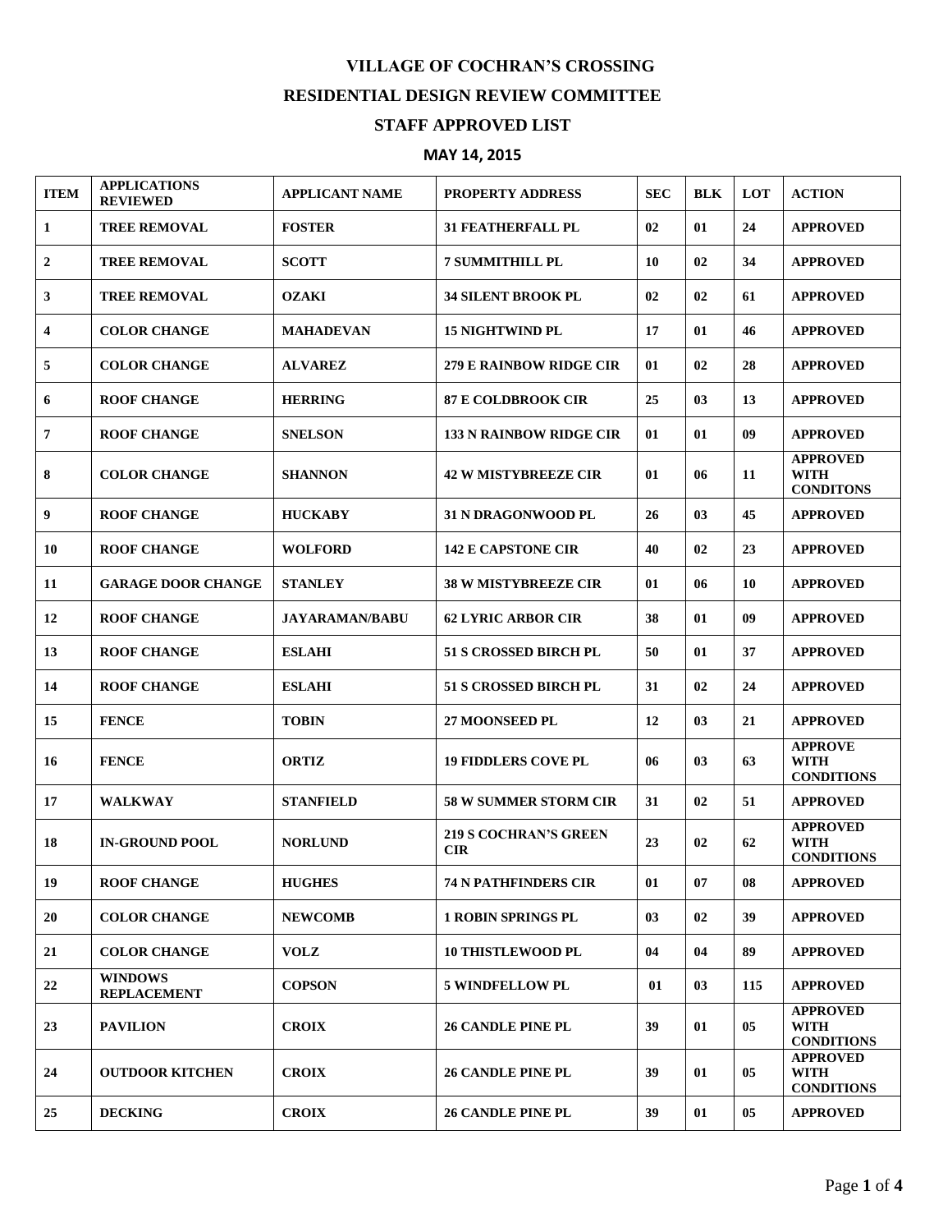# VILLAGE OF COCHRAN'S CROSSING

## RESIDENTIAL DESIGN REVIEW COMMITTEE

## STAFF APPROVED LIST

## MAY 14, 2015

| ITEM | APPLICATIONS REVIEWED | APPLICANT NAME | PROPERTY ADDRESS | SEC | BLK | LOT | ACTION |
|---|---|---|---|---|---|---|---|
| 1 | TREE REMOVAL | FOSTER | 31 FEATHERFALL PL | 02 | 01 | 24 | APPROVED |
| 2 | TREE REMOVAL | SCOTT | 7 SUMMITHILL PL | 10 | 02 | 34 | APPROVED |
| 3 | TREE REMOVAL | OZAKI | 34 SILENT BROOK PL | 02 | 02 | 61 | APPROVED |
| 4 | COLOR CHANGE | MAHADEVAN | 15 NIGHTWIND PL | 17 | 01 | 46 | APPROVED |
| 5 | COLOR CHANGE | ALVAREZ | 279 E RAINBOW RIDGE CIR | 01 | 02 | 28 | APPROVED |
| 6 | ROOF CHANGE | HERRING | 87 E COLDBROOK CIR | 25 | 03 | 13 | APPROVED |
| 7 | ROOF CHANGE | SNELSON | 133 N RAINBOW RIDGE CIR | 01 | 01 | 09 | APPROVED |
| 8 | COLOR CHANGE | SHANNON | 42 W MISTYBREEZE CIR | 01 | 06 | 11 | APPROVED WITH CONDITONS |
| 9 | ROOF CHANGE | HUCKABY | 31 N DRAGONWOOD PL | 26 | 03 | 45 | APPROVED |
| 10 | ROOF CHANGE | WOLFORD | 142 E CAPSTONE CIR | 40 | 02 | 23 | APPROVED |
| 11 | GARAGE DOOR CHANGE | STANLEY | 38 W MISTYBREEZE CIR | 01 | 06 | 10 | APPROVED |
| 12 | ROOF CHANGE | JAYARAMAN/BABU | 62 LYRIC ARBOR CIR | 38 | 01 | 09 | APPROVED |
| 13 | ROOF CHANGE | ESLAHI | 51 S CROSSED BIRCH PL | 50 | 01 | 37 | APPROVED |
| 14 | ROOF CHANGE | ESLAHI | 51 S CROSSED BIRCH PL | 31 | 02 | 24 | APPROVED |
| 15 | FENCE | TOBIN | 27 MOONSEED PL | 12 | 03 | 21 | APPROVED |
| 16 | FENCE | ORTIZ | 19 FIDDLERS COVE PL | 06 | 03 | 63 | APPROVE WITH CONDITIONS |
| 17 | WALKWAY | STANFIELD | 58 W SUMMER STORM CIR | 31 | 02 | 51 | APPROVED |
| 18 | IN-GROUND POOL | NORLUND | 219 S COCHRAN'S GREEN CIR | 23 | 02 | 62 | APPROVED WITH CONDITIONS |
| 19 | ROOF CHANGE | HUGHES | 74 N PATHFINDERS CIR | 01 | 07 | 08 | APPROVED |
| 20 | COLOR CHANGE | NEWCOMB | 1 ROBIN SPRINGS PL | 03 | 02 | 39 | APPROVED |
| 21 | COLOR CHANGE | VOLZ | 10 THISTLEWOOD PL | 04 | 04 | 89 | APPROVED |
| 22 | WINDOWS REPLACEMENT | COPSON | 5 WINDFELLOW PL | 01 | 03 | 115 | APPROVED |
| 23 | PAVILION | CROIX | 26 CANDLE PINE PL | 39 | 01 | 05 | APPROVED WITH CONDITIONS |
| 24 | OUTDOOR KITCHEN | CROIX | 26 CANDLE PINE PL | 39 | 01 | 05 | APPROVED WITH CONDITIONS |
| 25 | DECKING | CROIX | 26 CANDLE PINE PL | 39 | 01 | 05 | APPROVED |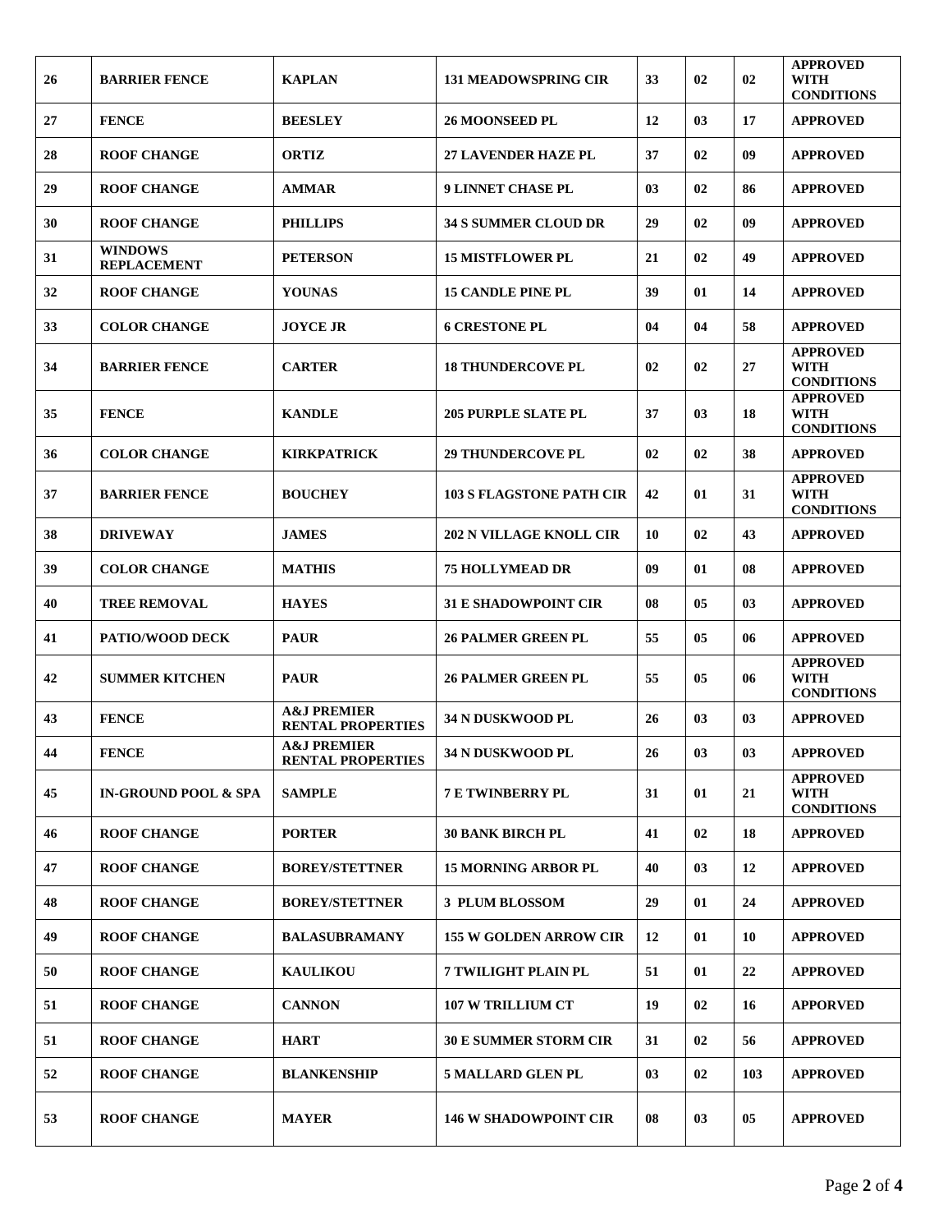| 26 | BARRIER FENCE | KAPLAN | 131 MEADOWSPRING CIR | 33 | 02 | 02 | APPROVED WITH CONDITIONS |
|---|---|---|---|---|---|---|---|
| 27 | FENCE | BEESLEY | 26 MOONSEED PL | 12 | 03 | 17 | APPROVED |
| 28 | ROOF CHANGE | ORTIZ | 27 LAVENDER HAZE PL | 37 | 02 | 09 | APPROVED |
| 29 | ROOF CHANGE | AMMAR | 9 LINNET CHASE PL | 03 | 02 | 86 | APPROVED |
| 30 | ROOF CHANGE | PHILLIPS | 34 S SUMMER CLOUD DR | 29 | 02 | 09 | APPROVED |
| 31 | WINDOWS REPLACEMENT | PETERSON | 15 MISTFLOWER PL | 21 | 02 | 49 | APPROVED |
| 32 | ROOF CHANGE | YOUNAS | 15 CANDLE PINE PL | 39 | 01 | 14 | APPROVED |
| 33 | COLOR CHANGE | JOYCE JR | 6 CRESTONE PL | 04 | 04 | 58 | APPROVED |
| 34 | BARRIER FENCE | CARTER | 18 THUNDERCOVE PL | 02 | 02 | 27 | APPROVED WITH CONDITIONS |
| 35 | FENCE | KANDLE | 205 PURPLE SLATE PL | 37 | 03 | 18 | APPROVED WITH CONDITIONS |
| 36 | COLOR CHANGE | KIRKPATRICK | 29 THUNDERCOVE PL | 02 | 02 | 38 | APPROVED |
| 37 | BARRIER FENCE | BOUCHEY | 103 S FLAGSTONE PATH CIR | 42 | 01 | 31 | APPROVED WITH CONDITIONS |
| 38 | DRIVEWAY | JAMES | 202 N VILLAGE KNOLL CIR | 10 | 02 | 43 | APPROVED |
| 39 | COLOR CHANGE | MATHIS | 75 HOLLYMEAD DR | 09 | 01 | 08 | APPROVED |
| 40 | TREE REMOVAL | HAYES | 31 E SHADOWPOINT CIR | 08 | 05 | 03 | APPROVED |
| 41 | PATIO/WOOD DECK | PAUR | 26 PALMER GREEN PL | 55 | 05 | 06 | APPROVED |
| 42 | SUMMER KITCHEN | PAUR | 26 PALMER GREEN PL | 55 | 05 | 06 | APPROVED WITH CONDITIONS |
| 43 | FENCE | A&J PREMIER RENTAL PROPERTIES | 34 N DUSKWOOD PL | 26 | 03 | 03 | APPROVED |
| 44 | FENCE | A&J PREMIER RENTAL PROPERTIES | 34 N DUSKWOOD PL | 26 | 03 | 03 | APPROVED |
| 45 | IN-GROUND POOL & SPA | SAMPLE | 7 E TWINBERRY PL | 31 | 01 | 21 | APPROVED WITH CONDITIONS |
| 46 | ROOF CHANGE | PORTER | 30 BANK BIRCH PL | 41 | 02 | 18 | APPROVED |
| 47 | ROOF CHANGE | BOREY/STETTNER | 15 MORNING ARBOR PL | 40 | 03 | 12 | APPROVED |
| 48 | ROOF CHANGE | BOREY/STETTNER | 3 PLUM BLOSSOM | 29 | 01 | 24 | APPROVED |
| 49 | ROOF CHANGE | BALASUBRAMANY | 155 W GOLDEN ARROW CIR | 12 | 01 | 10 | APPROVED |
| 50 | ROOF CHANGE | KAULIKOU | 7 TWILIGHT PLAIN PL | 51 | 01 | 22 | APPROVED |
| 51 | ROOF CHANGE | CANNON | 107 W TRILLIUM CT | 19 | 02 | 16 | APPORVED |
| 51 | ROOF CHANGE | HART | 30 E SUMMER STORM CIR | 31 | 02 | 56 | APPROVED |
| 52 | ROOF CHANGE | BLANKENSHIP | 5 MALLARD GLEN PL | 03 | 02 | 103 | APPROVED |
| 53 | ROOF CHANGE | MAYER | 146 W SHADOWPOINT CIR | 08 | 03 | 05 | APPROVED |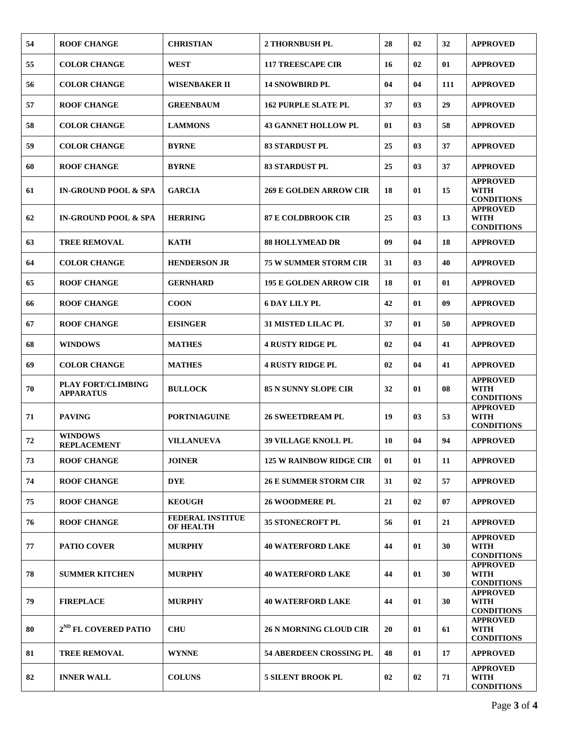| | | | | | | | |
|---|---|---|---|---|---|---|---|
| 54 | ROOF CHANGE | CHRISTIAN | 2 THORNBUSH PL | 28 | 02 | 32 | APPROVED |
| 55 | COLOR CHANGE | WEST | 117 TREESCAPE CIR | 16 | 02 | 01 | APPROVED |
| 56 | COLOR CHANGE | WISENBAKER II | 14 SNOWBIRD PL | 04 | 04 | 111 | APPROVED |
| 57 | ROOF CHANGE | GREENBAUM | 162 PURPLE SLATE PL | 37 | 03 | 29 | APPROVED |
| 58 | COLOR CHANGE | LAMMONS | 43 GANNET HOLLOW PL | 01 | 03 | 58 | APPROVED |
| 59 | COLOR CHANGE | BYRNE | 83 STARDUST PL | 25 | 03 | 37 | APPROVED |
| 60 | ROOF CHANGE | BYRNE | 83 STARDUST PL | 25 | 03 | 37 | APPROVED |
| 61 | IN-GROUND POOL & SPA | GARCIA | 269 E GOLDEN ARROW CIR | 18 | 01 | 15 | APPROVED WITH CONDITIONS |
| 62 | IN-GROUND POOL & SPA | HERRING | 87 E COLDBROOK CIR | 25 | 03 | 13 | APPROVED WITH CONDITIONS |
| 63 | TREE REMOVAL | KATH | 88 HOLLYMEAD DR | 09 | 04 | 18 | APPROVED |
| 64 | COLOR CHANGE | HENDERSON JR | 75 W SUMMER STORM CIR | 31 | 03 | 40 | APPROVED |
| 65 | ROOF CHANGE | GERNHARD | 195 E GOLDEN ARROW CIR | 18 | 01 | 01 | APPROVED |
| 66 | ROOF CHANGE | COON | 6 DAY LILY PL | 42 | 01 | 09 | APPROVED |
| 67 | ROOF CHANGE | EISINGER | 31 MISTED LILAC PL | 37 | 01 | 50 | APPROVED |
| 68 | WINDOWS | MATHES | 4 RUSTY RIDGE PL | 02 | 04 | 41 | APPROVED |
| 69 | COLOR CHANGE | MATHES | 4 RUSTY RIDGE PL | 02 | 04 | 41 | APPROVED |
| 70 | PLAY FORT/CLIMBING APPARATUS | BULLOCK | 85 N SUNNY SLOPE CIR | 32 | 01 | 08 | APPROVED WITH CONDITIONS |
| 71 | PAVING | PORTNIAGUINE | 26 SWEETDREAM PL | 19 | 03 | 53 | APPROVED WITH CONDITIONS |
| 72 | WINDOWS REPLACEMENT | VILLANUEVA | 39 VILLAGE KNOLL PL | 10 | 04 | 94 | APPROVED |
| 73 | ROOF CHANGE | JOINER | 125 W RAINBOW RIDGE CIR | 01 | 01 | 11 | APPROVED |
| 74 | ROOF CHANGE | DYE | 26 E SUMMER STORM CIR | 31 | 02 | 57 | APPROVED |
| 75 | ROOF CHANGE | KEOUGH | 26 WOODMERE PL | 21 | 02 | 07 | APPROVED |
| 76 | ROOF CHANGE | FEDERAL INSTITUE OF HEALTH | 35 STONECROFT PL | 56 | 01 | 21 | APPROVED |
| 77 | PATIO COVER | MURPHY | 40 WATERFORD LAKE | 44 | 01 | 30 | APPROVED WITH CONDITIONS |
| 78 | SUMMER KITCHEN | MURPHY | 40 WATERFORD LAKE | 44 | 01 | 30 | APPROVED WITH CONDITIONS |
| 79 | FIREPLACE | MURPHY | 40 WATERFORD LAKE | 44 | 01 | 30 | APPROVED WITH CONDITIONS |
| 80 | 2ND FL COVERED PATIO | CHU | 26 N MORNING CLOUD CIR | 20 | 01 | 61 | APPROVED WITH CONDITIONS |
| 81 | TREE REMOVAL | WYNNE | 54 ABERDEEN CROSSING PL | 48 | 01 | 17 | APPROVED |
| 82 | INNER WALL | COLUNS | 5 SILENT BROOK PL | 02 | 02 | 71 | APPROVED WITH CONDITIONS |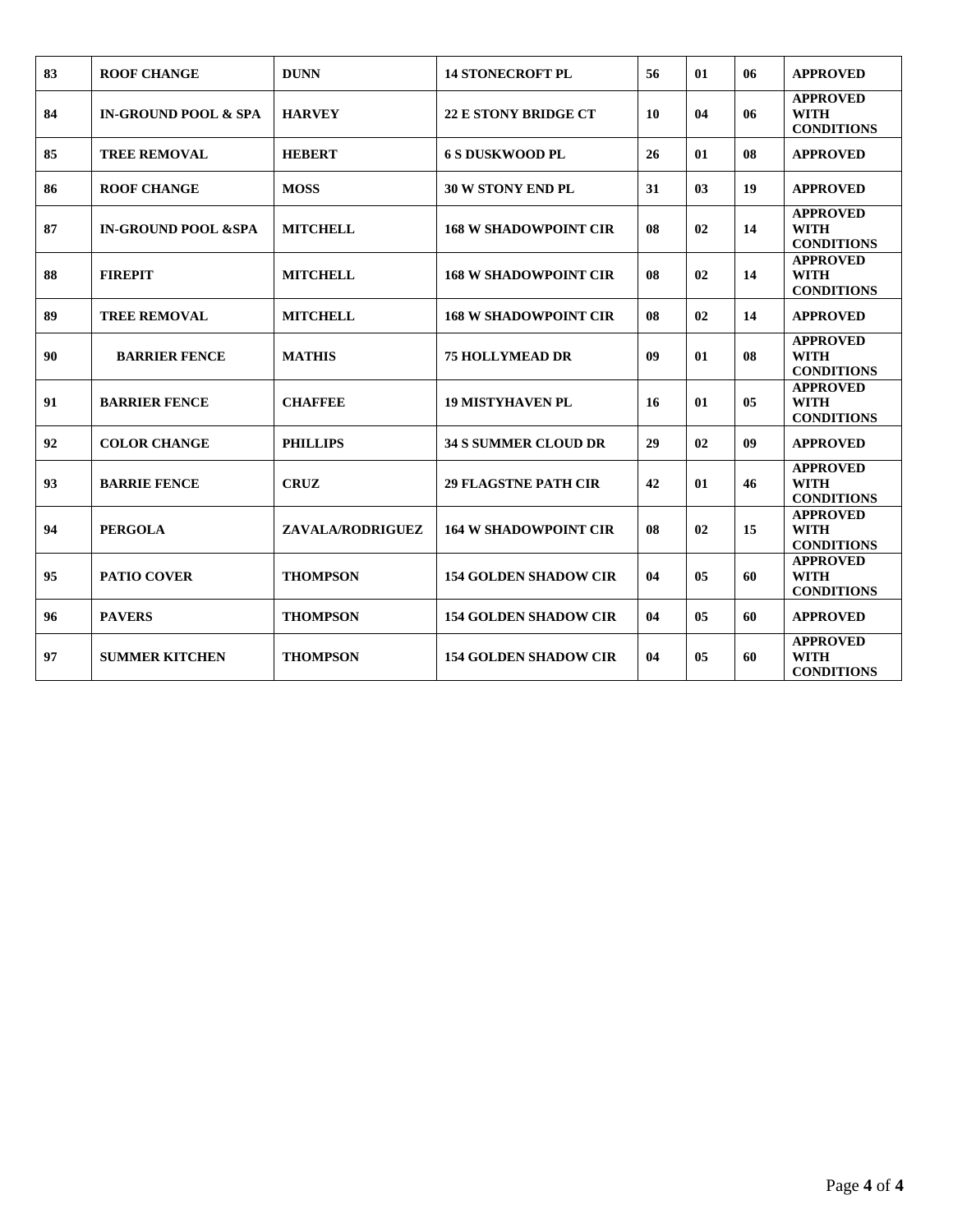| | | | | | | | |
|---|---|---|---|---|---|---|---|
| **83** | **ROOF CHANGE** | **DUNN** | **14 STONECROFT PL** | **56** | **01** | **06** | **APPROVED** |
| **84** | **IN-GROUND POOL & SPA** | **HARVEY** | **22 E STONY BRIDGE CT** | **10** | **04** | **06** | **APPROVED WITH CONDITIONS** |
| **85** | **TREE REMOVAL** | **HEBERT** | **6 S DUSKWOOD PL** | **26** | **01** | **08** | **APPROVED** |
| **86** | **ROOF CHANGE** | **MOSS** | **30 W STONY END PL** | **31** | **03** | **19** | **APPROVED** |
| **87** | **IN-GROUND POOL &SPA** | **MITCHELL** | **168 W SHADOWPOINT CIR** | **08** | **02** | **14** | **APPROVED WITH CONDITIONS** |
| **88** | **FIREPIT** | **MITCHELL** | **168 W SHADOWPOINT CIR** | **08** | **02** | **14** | **APPROVED WITH CONDITIONS** |
| **89** | **TREE REMOVAL** | **MITCHELL** | **168 W SHADOWPOINT CIR** | **08** | **02** | **14** | **APPROVED** |
| **90** | **BARRIER FENCE** | **MATHIS** | **75 HOLLYMEAD DR** | **09** | **01** | **08** | **APPROVED WITH CONDITIONS** |
| **91** | **BARRIER FENCE** | **CHAFFEE** | **19 MISTYHAVEN PL** | **16** | **01** | **05** | **APPROVED WITH CONDITIONS** |
| **92** | **COLOR CHANGE** | **PHILLIPS** | **34 S SUMMER CLOUD DR** | **29** | **02** | **09** | **APPROVED** |
| **93** | **BARRIE FENCE** | **CRUZ** | **29 FLAGSTNE PATH CIR** | **42** | **01** | **46** | **APPROVED WITH CONDITIONS** |
| **94** | **PERGOLA** | **ZAVALA/RODRIGUEZ** | **164 W SHADOWPOINT CIR** | **08** | **02** | **15** | **APPROVED WITH CONDITIONS** |
| **95** | **PATIO COVER** | **THOMPSON** | **154 GOLDEN SHADOW CIR** | **04** | **05** | **60** | **APPROVED WITH CONDITIONS** |
| **96** | **PAVERS** | **THOMPSON** | **154 GOLDEN SHADOW CIR** | **04** | **05** | **60** | **APPROVED** |
| **97** | **SUMMER KITCHEN** | **THOMPSON** | **154 GOLDEN SHADOW CIR** | **04** | **05** | **60** | **APPROVED WITH CONDITIONS** |